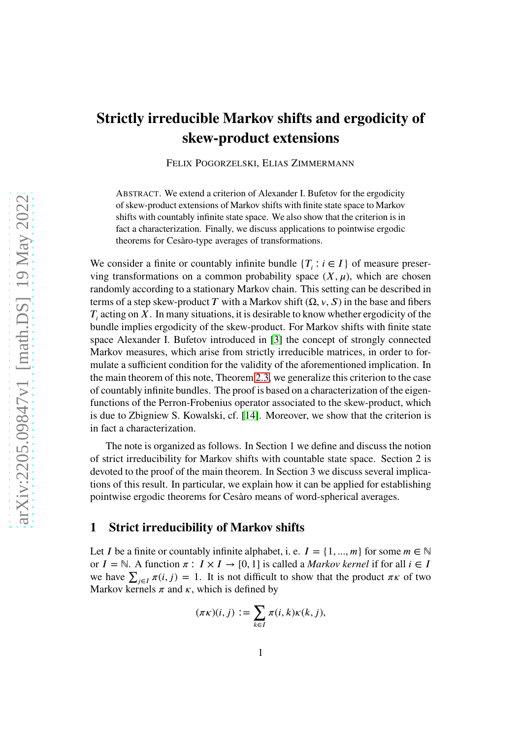# Strictly irreducible Markov shifts and ergodicity of skew-product extensions

FELIX POGORZELSKI, ELIAS ZIMMERMANN

ABSTRACT. We extend a criterion of Alexander I. Bufetov for the ergodicity of skew-product extensions of Markov shifts with finite state space to Markov shifts with countably infinite state space. We also show that the criterion is in fact a characterization. Finally, we discuss applications to pointwise ergodic theorems for Cesàro-type averages of transformations.

We consider a finite or countably infinite bundle $\{T_i : i \in I\}$ of measure preserving transformations on a common probability space $(X, \mu)$, which are chosen randomly according to a stationary Markov chain. This setting can be described in terms of a step skew-product $T$ with a Markov shift $(\Omega, \nu, S)$ in the base and fibers $T_i$ acting on $X$. In many situations, it is desirable to know whether ergodicity of the bundle implies ergodicity of the skew-product. For Markov shifts with finite state space Alexander I. Bufetov introduced in [3] the concept of strongly connected Markov measures, which arise from strictly irreducible matrices, in order to formulate a sufficient condition for the validity of the aforementioned implication. In the main theorem of this note, Theorem 2.3, we generalize this criterion to the case of countably infinite bundles. The proof is based on a characterization of the eigenfunctions of the Perron-Frobenius operator associated to the skew-product, which is due to Zbigniew S. Kowalski, cf. [14]. Moreover, we show that the criterion is in fact a characterization.

The note is organized as follows. In Section 1 we define and discuss the notion of strict irreducibility for Markov shifts with countable state space. Section 2 is devoted to the proof of the main theorem. In Section 3 we discuss several implications of this result. In particular, we explain how it can be applied for establishing pointwise ergodic theorems for Cesàro means of word-spherical averages.

## 1 Strict irreducibility of Markov shifts

Let $I$ be a finite or countably infinite alphabet, i. e. $I = \{1, ..., m\}$ for some $m \in \mathbb{N}$ or $I = \mathbb{N}$. A function $\pi : I \times I \to [0, 1]$ is called a *Markov kernel* if for all $i \in I$ we have $\sum_{j \in I} \pi(i, j) = 1$. It is not difficult to show that the product $\pi\kappa$ of two Markov kernels $\pi$ and $\kappa$, which is defined by

$$(\pi\kappa)(i, j) := \sum_{k \in I} \pi(i, k)\kappa(k, j),$$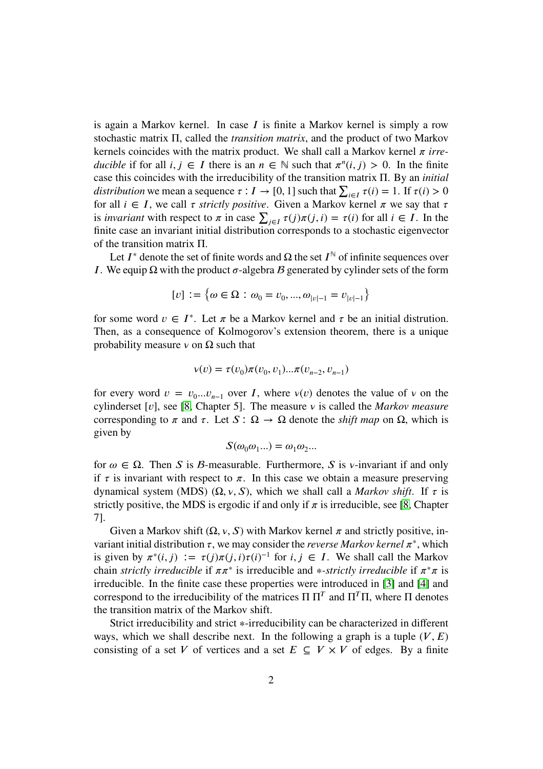is again a Markov kernel. In case $I$ is finite a Markov kernel is simply a row stochastic matrix $\Pi$, called the *transition matrix*, and the product of two Markov kernels coincides with the matrix product. We shall call a Markov kernel $\pi$ *irreducible* if for all $i, j \in I$ there is an $n \in \mathbb{N}$ such that $\pi^n(i, j) > 0$. In the finite case this coincides with the irreducibility of the transition matrix $\Pi$. By an *initial distribution* we mean a sequence $\tau : I \to [0, 1]$ such that $\sum_{i \in I} \tau(i) = 1$. If $\tau(i) > 0$ for all $i \in I$, we call $\tau$ *strictly positive*. Given a Markov kernel $\pi$ we say that $\tau$ is *invariant* with respect to $\pi$ in case $\sum_{j \in I} \tau(j)\pi(j, i) = \tau(i)$ for all $i \in I$. In the finite case an invariant initial distribution corresponds to a stochastic eigenvector of the transition matrix $\Pi$.

Let $I^*$ denote the set of finite words and $\Omega$ the set $I^{\mathbb{N}}$ of infinite sequences over $I$. We equip $\Omega$ with the product $\sigma$-algebra $\mathcal{B}$ generated by cylinder sets of the form

$$[v] := \left\{ \omega \in \Omega : \omega_0 = v_0, ..., \omega_{|v|-1} = v_{|v|-1} \right\}$$

for some word $v \in I^*$. Let $\pi$ be a Markov kernel and $\tau$ be an initial distrution. Then, as a consequence of Kolmogorov's extension theorem, there is a unique probability measure $\nu$ on $\Omega$ such that

$$\nu(v) = \tau(v_0)\pi(v_0, v_1)...\pi(v_{n-2}, v_{n-1})$$

for every word $v = v_0...v_{n-1}$ over $I$, where $\nu(v)$ denotes the value of $\nu$ on the cylinderset $[v]$, see [8, Chapter 5]. The measure $\nu$ is called the *Markov measure* corresponding to $\pi$ and $\tau$. Let $S : \Omega \to \Omega$ denote the *shift map* on $\Omega$, which is given by

$$S(\omega_0\omega_1...) = \omega_1\omega_2...$$

for $\omega \in \Omega$. Then $S$ is $\mathcal{B}$-measurable. Furthermore, $S$ is $\nu$-invariant if and only if $\tau$ is invariant with respect to $\pi$. In this case we obtain a measure preserving dynamical system (MDS) $(\Omega, \nu, S)$, which we shall call a *Markov shift*. If $\tau$ is strictly positive, the MDS is ergodic if and only if $\pi$ is irreducible, see [8, Chapter 7].

Given a Markov shift $(\Omega, \nu, S)$ with Markov kernel $\pi$ and strictly positive, invariant initial distribution $\tau$, we may consider the *reverse Markov kernel* $\pi^*$, which is given by $\pi^*(i, j) := \tau(j)\pi(j, i)\tau(i)^{-1}$ for $i, j \in I$. We shall call the Markov chain *strictly irreducible* if $\pi\pi^*$ is irreducible and $*$-*strictly irreducible* if $\pi^*\pi$ is irreducible. In the finite case these properties were introduced in [3] and [4] and correspond to the irreducibility of the matrices $\Pi\,\Pi^T$ and $\Pi^T\Pi$, where $\Pi$ denotes the transition matrix of the Markov shift.

Strict irreducibility and strict $*$-irreducibility can be characterized in different ways, which we shall describe next. In the following a graph is a tuple $(V, E)$ consisting of a set $V$ of vertices and a set $E \subseteq V \times V$ of edges. By a finite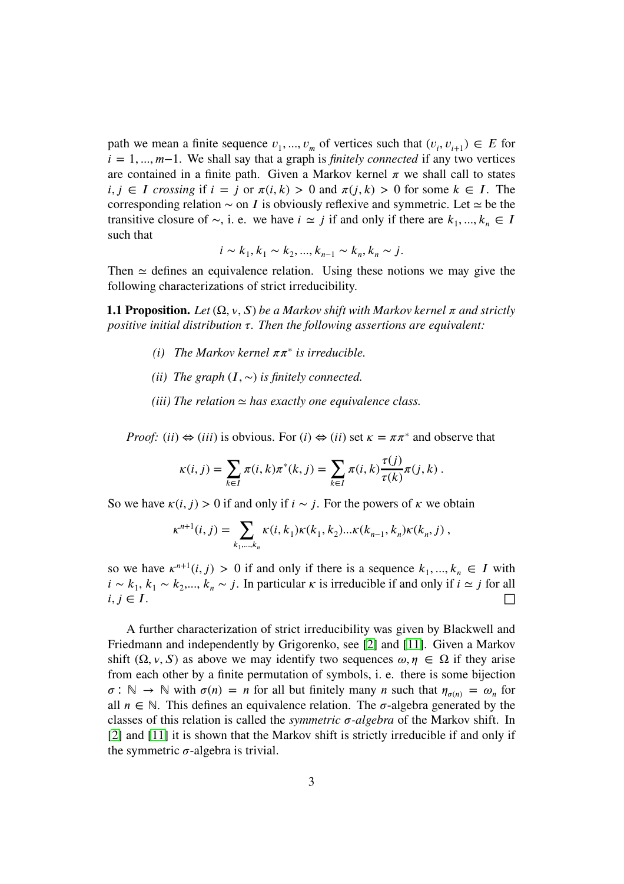path we mean a finite sequence $v_1, ..., v_m$ of vertices such that $(v_i, v_{i+1}) \in E$ for $i = 1, ..., m-1$. We shall say that a graph is *finitely connected* if any two vertices are contained in a finite path. Given a Markov kernel $\pi$ we shall call to states $i, j \in I$ *crossing* if $i = j$ or $\pi(i, k) > 0$ and $\pi(j, k) > 0$ for some $k \in I$. The corresponding relation $\sim$ on $I$ is obviously reflexive and symmetric. Let $\simeq$ be the transitive closure of $\sim$, i. e. we have $i \simeq j$ if and only if there are $k_1, ..., k_n \in I$ such that

$$i \sim k_1, k_1 \sim k_2, ..., k_{n-1} \sim k_n, k_n \sim j.$$

Then $\simeq$ defines an equivalence relation. Using these notions we may give the following characterizations of strict irreducibility.

**1.1 Proposition.** *Let $(\Omega, \nu, S)$ be a Markov shift with Markov kernel $\pi$ and strictly positive initial distribution $\tau$. Then the following assertions are equivalent:*

- *(i) The Markov kernel $\pi\pi^*$ is irreducible.*
- *(ii) The graph $(I, \sim)$ is finitely connected.*
- *(iii) The relation $\simeq$ has exactly one equivalence class.*

*Proof:* $(ii) \Leftrightarrow (iii)$ is obvious. For $(i) \Leftrightarrow (ii)$ set $\kappa = \pi\pi^*$ and observe that

$$\kappa(i, j) = \sum_{k \in I} \pi(i, k)\pi^*(k, j) = \sum_{k \in I} \pi(i, k)\frac{\tau(j)}{\tau(k)}\pi(j, k) .$$

So we have $\kappa(i, j) > 0$ if and only if $i \sim j$. For the powers of $\kappa$ we obtain

$$\kappa^{n+1}(i, j) = \sum_{k_1,...,k_n} \kappa(i, k_1)\kappa(k_1, k_2)...\kappa(k_{n-1}, k_n)\kappa(k_n, j) ,$$

so we have $\kappa^{n+1}(i, j) > 0$ if and only if there is a sequence $k_1, ..., k_n \in I$ with $i \sim k_1$, $k_1 \sim k_2$,..., $k_n \sim j$. In particular $\kappa$ is irreducible if and only if $i \simeq j$ for all $i, j \in I$. □

A further characterization of strict irreducibility was given by Blackwell and Friedmann and independently by Grigorenko, see [2] and [11]. Given a Markov shift $(\Omega, \nu, S)$ as above we may identify two sequences $\omega, \eta \in \Omega$ if they arise from each other by a finite permutation of symbols, i. e. there is some bijection $\sigma : \mathbb{N} \to \mathbb{N}$ with $\sigma(n) = n$ for all but finitely many $n$ such that $\eta_{\sigma(n)} = \omega_n$ for all $n \in \mathbb{N}$. This defines an equivalence relation. The $\sigma$-algebra generated by the classes of this relation is called the *symmetric $\sigma$-algebra* of the Markov shift. In [2] and [11] it is shown that the Markov shift is strictly irreducible if and only if the symmetric $\sigma$-algebra is trivial.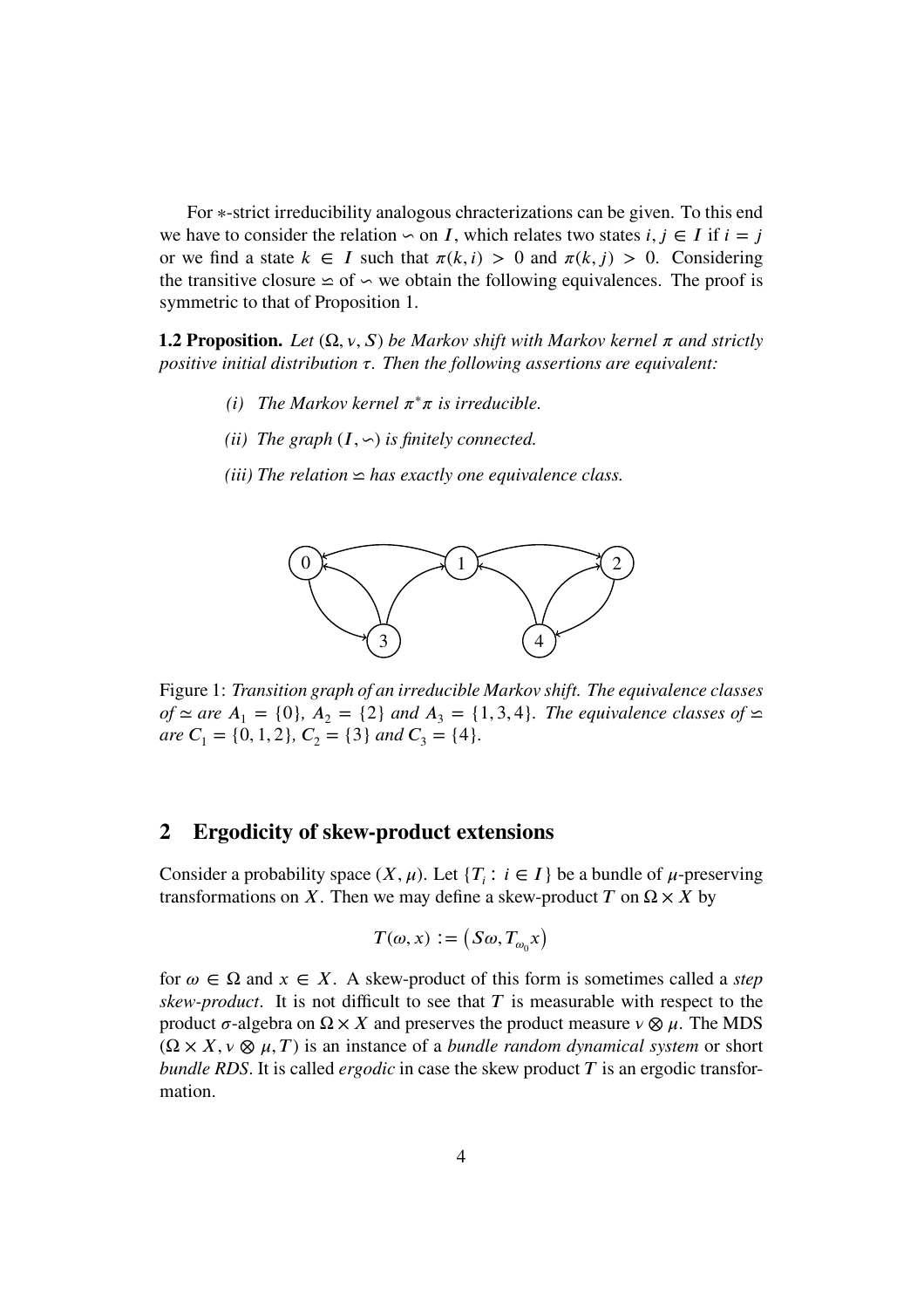For $*$-strict irreducibility analogous chracterizations can be given. To this end we have to consider the relation $\backsim$ on $I$, which relates two states $i, j \in I$ if $i = j$ or we find a state $k \in I$ such that $\pi(k,i) > 0$ and $\pi(k,j) > 0$. Considering the transitive closure $\backsimeq$ of $\backsim$ we obtain the following equivalences. The proof is symmetric to that of Proposition 1.

**1.2 Proposition.** *Let $(\Omega, \nu, S)$ be Markov shift with Markov kernel $\pi$ and strictly positive initial distribution $\tau$. Then the following assertions are equivalent:*

*(i) The Markov kernel $\pi^*\pi$ is irreducible.*

*(ii) The graph $(I, \backsim)$ is finitely connected.*

*(iii) The relation $\backsimeq$ has exactly one equivalence class.*

Figure 1: *Transition graph of an irreducible Markov shift. The equivalence classes of $\simeq$ are $A_1 = \{0\}$, $A_2 = \{2\}$ and $A_3 = \{1, 3, 4\}$. The equivalence classes of $\backsimeq$ are $C_1 = \{0, 1, 2\}$, $C_2 = \{3\}$ and $C_3 = \{4\}$.*

## 2 Ergodicity of skew-product extensions

Consider a probability space $(X, \mu)$. Let $\{T_i : i \in I\}$ be a bundle of $\mu$-preserving transformations on $X$. Then we may define a skew-product $T$ on $\Omega \times X$ by

$$T(\omega, x) := \left(S\omega, T_{\omega_0} x\right)$$

for $\omega \in \Omega$ and $x \in X$. A skew-product of this form is sometimes called a *step skew-product*. It is not difficult to see that $T$ is measurable with respect to the product $\sigma$-algebra on $\Omega \times X$ and preserves the product measure $\nu \otimes \mu$. The MDS $(\Omega \times X, \nu \otimes \mu, T)$ is an instance of a *bundle random dynamical system* or short *bundle RDS*. It is called *ergodic* in case the skew product $T$ is an ergodic transformation.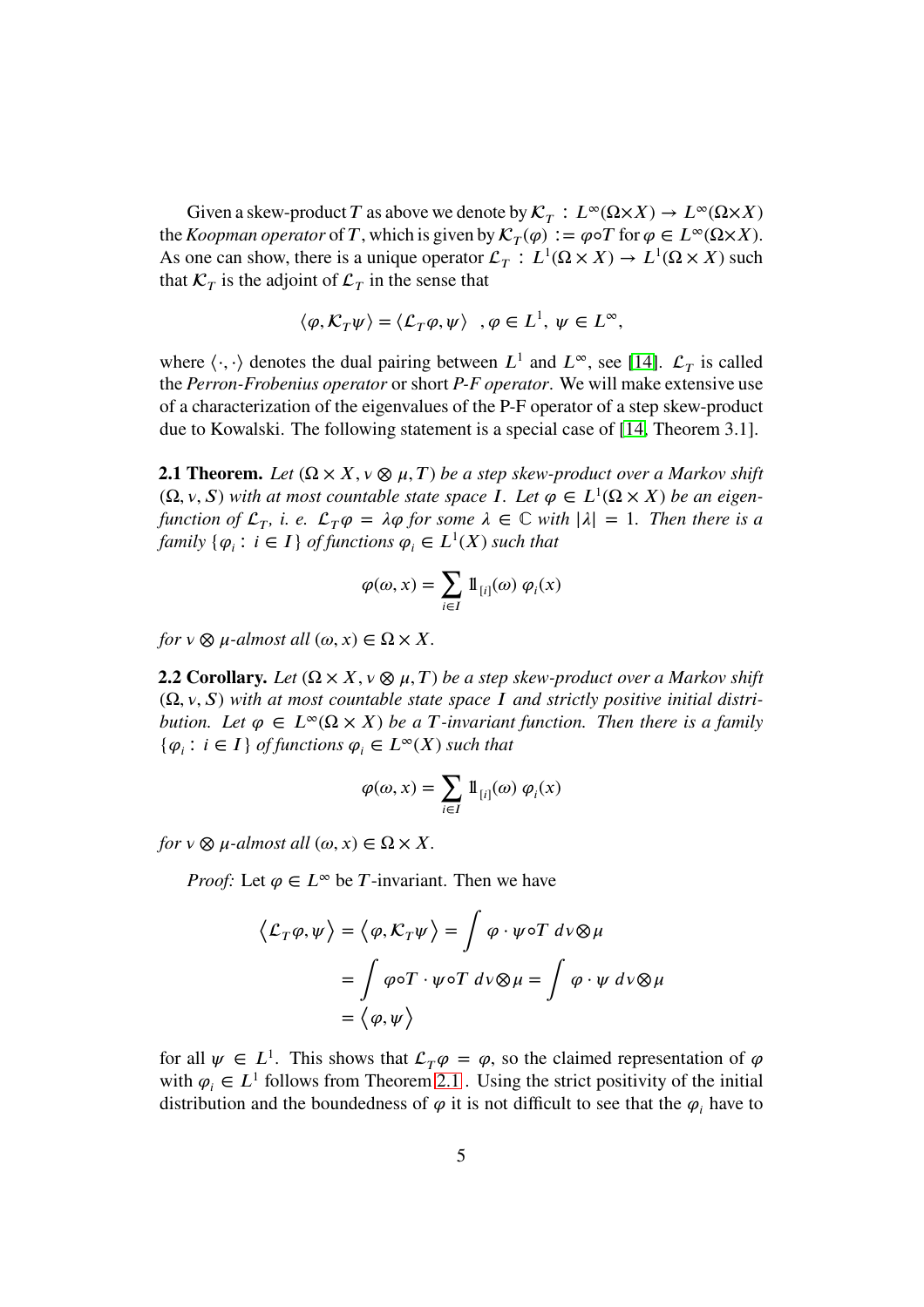Given a skew-product $T$ as above we denote by $\mathcal{K}_T : L^\infty(\Omega\times X) \to L^\infty(\Omega\times X)$ the *Koopman operator* of $T$, which is given by $\mathcal{K}_T(\varphi) := \varphi\circ T$ for $\varphi \in L^\infty(\Omega\times X)$. As one can show, there is a unique operator $\mathcal{L}_T : L^1(\Omega \times X) \to L^1(\Omega \times X)$ such that $\mathcal{K}_T$ is the adjoint of $\mathcal{L}_T$ in the sense that

$$\langle \varphi, \mathcal{K}_T\psi\rangle = \langle \mathcal{L}_T\varphi, \psi\rangle \quad, \varphi \in L^1,\ \psi \in L^\infty,$$

where $\langle\cdot,\cdot\rangle$ denotes the dual pairing between $L^1$ and $L^\infty$, see [14]. $\mathcal{L}_T$ is called the *Perron-Frobenius operator* or short *P-F operator*. We will make extensive use of a characterization of the eigenvalues of the P-F operator of a step skew-product due to Kowalski. The following statement is a special case of [14, Theorem 3.1].

**2.1 Theorem.** *Let $(\Omega \times X, \nu \otimes \mu, T)$ be a step skew-product over a Markov shift $(\Omega, \nu, S)$ with at most countable state space $I$. Let $\varphi \in L^1(\Omega \times X)$ be an eigenfunction of $\mathcal{L}_T$, i. e. $\mathcal{L}_T\varphi = \lambda\varphi$ for some $\lambda \in \mathbb{C}$ with $|\lambda| = 1$. Then there is a family $\{\varphi_i : i \in I\}$ of functions $\varphi_i \in L^1(X)$ such that*

$$\varphi(\omega, x) = \sum_{i\in I} \mathbb{1}_{[i]}(\omega)\ \varphi_i(x)$$

*for $\nu \otimes \mu$-almost all $(\omega, x) \in \Omega \times X$.*

**2.2 Corollary.** *Let $(\Omega \times X, \nu \otimes \mu, T)$ be a step skew-product over a Markov shift $(\Omega, \nu, S)$ with at most countable state space $I$ and strictly positive initial distribution. Let $\varphi \in L^\infty(\Omega \times X)$ be a $T$-invariant function. Then there is a family $\{\varphi_i : i \in I\}$ of functions $\varphi_i \in L^\infty(X)$ such that*

$$\varphi(\omega, x) = \sum_{i\in I} \mathbb{1}_{[i]}(\omega)\ \varphi_i(x)$$

*for $\nu \otimes \mu$-almost all $(\omega, x) \in \Omega \times X$.*

*Proof:* Let $\varphi \in L^\infty$ be $T$-invariant. Then we have

$$\begin{aligned}
\left\langle \mathcal{L}_T\varphi, \psi\right\rangle &= \left\langle \varphi, \mathcal{K}_T\psi\right\rangle = \int \varphi\cdot\psi\circ T\ d\nu{\otimes}\mu \\
&= \int \varphi\circ T\cdot\psi\circ T\ d\nu{\otimes}\mu = \int \varphi\cdot\psi\ d\nu{\otimes}\mu \\
&= \left\langle \varphi, \psi\right\rangle
\end{aligned}$$

for all $\psi \in L^1$. This shows that $\mathcal{L}_T\varphi = \varphi$, so the claimed representation of $\varphi$ with $\varphi_i \in L^1$ follows from Theorem 2.1. Using the strict positivity of the initial distribution and the boundedness of $\varphi$ it is not difficult to see that the $\varphi_i$ have to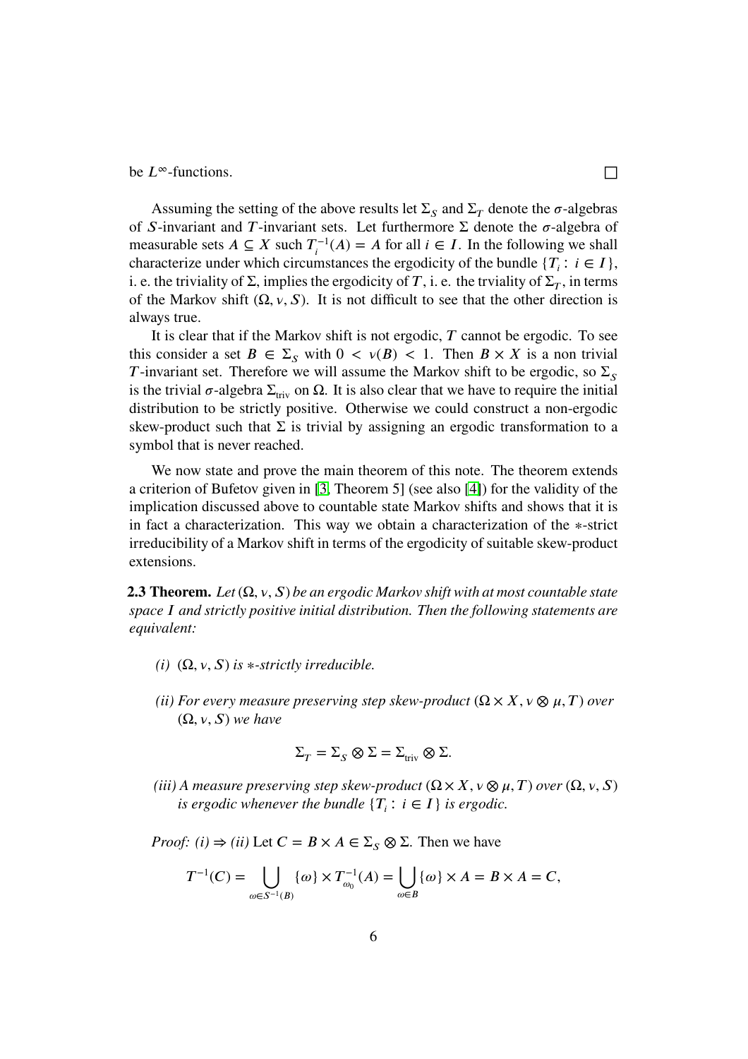be $L^\infty$-functions. □

Assuming the setting of the above results let $\Sigma_S$ and $\Sigma_T$ denote the $\sigma$-algebras of $S$-invariant and $T$-invariant sets. Let furthermore $\Sigma$ denote the $\sigma$-algebra of measurable sets $A \subseteq X$ such $T_i^{-1}(A) = A$ for all $i \in I$. In the following we shall characterize under which circumstances the ergodicity of the bundle $\{T_i : i \in I\}$, i. e. the triviality of $\Sigma$, implies the ergodicity of $T$, i. e. the trviality of $\Sigma_T$, in terms of the Markov shift $(\Omega, \nu, S)$. It is not difficult to see that the other direction is always true.

It is clear that if the Markov shift is not ergodic, $T$ cannot be ergodic. To see this consider a set $B \in \Sigma_S$ with $0 < \nu(B) < 1$. Then $B \times X$ is a non trivial $T$-invariant set. Therefore we will assume the Markov shift to be ergodic, so $\Sigma_S$ is the trivial $\sigma$-algebra $\Sigma_{\text{triv}}$ on $\Omega$. It is also clear that we have to require the initial distribution to be strictly positive. Otherwise we could construct a non-ergodic skew-product such that $\Sigma$ is trivial by assigning an ergodic transformation to a symbol that is never reached.

We now state and prove the main theorem of this note. The theorem extends a criterion of Bufetov given in [3, Theorem 5] (see also [4]) for the validity of the implication discussed above to countable state Markov shifts and shows that it is in fact a characterization. This way we obtain a characterization of the $*$-strict irreducibility of a Markov shift in terms of the ergodicity of suitable skew-product extensions.

**2.3 Theorem.** *Let $(\Omega, \nu, S)$ be an ergodic Markov shift with at most countable state space $I$ and strictly positive initial distribution. Then the following statements are equivalent:*

*(i) $(\Omega, \nu, S)$ is $*$-strictly irreducible.*

*(ii) For every measure preserving step skew-product $(\Omega \times X, \nu \otimes \mu, T)$ over $(\Omega, \nu, S)$ we have*

$$\Sigma_T = \Sigma_S \otimes \Sigma = \Sigma_{\text{triv}} \otimes \Sigma.$$

*(iii) A measure preserving step skew-product $(\Omega \times X, \nu \otimes \mu, T)$ over $(\Omega, \nu, S)$ is ergodic whenever the bundle $\{T_i : i \in I\}$ is ergodic.*

*Proof: (i) $\Rightarrow$ (ii)* Let $C = B \times A \in \Sigma_S \otimes \Sigma$. Then we have

$$T^{-1}(C) = \bigcup_{\omega \in S^{-1}(B)} \{\omega\} \times T_{\omega_0}^{-1}(A) = \bigcup_{\omega \in B} \{\omega\} \times A = B \times A = C,$$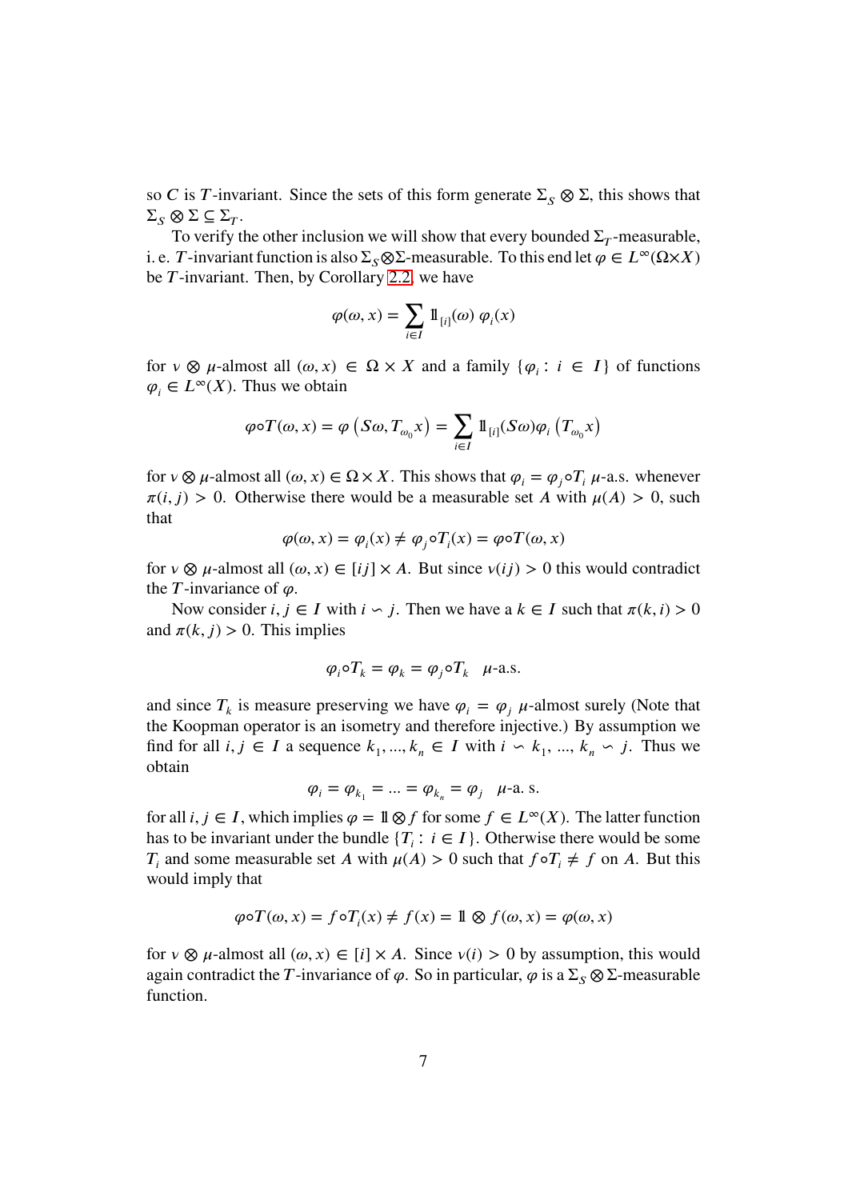so $C$ is $T$-invariant. Since the sets of this form generate $\Sigma_S \otimes \Sigma$, this shows that $\Sigma_S \otimes \Sigma \subseteq \Sigma_T$.

To verify the other inclusion we will show that every bounded $\Sigma_T$-measurable, i. e. $T$-invariant function is also $\Sigma_S \otimes \Sigma$-measurable. To this end let $\varphi \in L^\infty(\Omega \times X)$ be $T$-invariant. Then, by Corollary 2.2, we have

$$\varphi(\omega, x) = \sum_{i \in I} \mathbb{1}_{[i]}(\omega)\, \varphi_i(x)$$

for $\nu \otimes \mu$-almost all $(\omega, x) \in \Omega \times X$ and a family $\{\varphi_i : i \in I\}$ of functions $\varphi_i \in L^\infty(X)$. Thus we obtain

$$\varphi \circ T(\omega, x) = \varphi\left(S\omega, T_{\omega_0} x\right) = \sum_{i \in I} \mathbb{1}_{[i]}(S\omega) \varphi_i\left(T_{\omega_0} x\right)$$

for $\nu \otimes \mu$-almost all $(\omega, x) \in \Omega \times X$. This shows that $\varphi_i = \varphi_j \circ T_i$ $\mu$-a.s. whenever $\pi(i, j) > 0$. Otherwise there would be a measurable set $A$ with $\mu(A) > 0$, such that

$$\varphi(\omega, x) = \varphi_i(x) \neq \varphi_j \circ T_i(x) = \varphi \circ T(\omega, x)$$

for $\nu \otimes \mu$-almost all $(\omega, x) \in [ij] \times A$. But since $\nu(ij) > 0$ this would contradict the $T$-invariance of $\varphi$.

Now consider $i, j \in I$ with $i \backsim j$. Then we have a $k \in I$ such that $\pi(k, i) > 0$ and $\pi(k, j) > 0$. This implies

$$\varphi_i \circ T_k = \varphi_k = \varphi_j \circ T_k \quad \mu\text{-a.s.}$$

and since $T_k$ is measure preserving we have $\varphi_i = \varphi_j$ $\mu$-almost surely (Note that the Koopman operator is an isometry and therefore injective.) By assumption we find for all $i, j \in I$ a sequence $k_1, ..., k_n \in I$ with $i \backsim k_1, ..., k_n \backsim j$. Thus we obtain

$$\varphi_i = \varphi_{k_1} = ... = \varphi_{k_n} = \varphi_j \quad \mu\text{-a. s.}$$

for all $i, j \in I$, which implies $\varphi = \mathbb{1} \otimes f$ for some $f \in L^\infty(X)$. The latter function has to be invariant under the bundle $\{T_i : i \in I\}$. Otherwise there would be some $T_i$ and some measurable set $A$ with $\mu(A) > 0$ such that $f \circ T_i \neq f$ on $A$. But this would imply that

$$\varphi \circ T(\omega, x) = f \circ T_i(x) \neq f(x) = \mathbb{1} \otimes f(\omega, x) = \varphi(\omega, x)$$

for $\nu \otimes \mu$-almost all $(\omega, x) \in [i] \times A$. Since $\nu(i) > 0$ by assumption, this would again contradict the $T$-invariance of $\varphi$. So in particular, $\varphi$ is a $\Sigma_S \otimes \Sigma$-measurable function.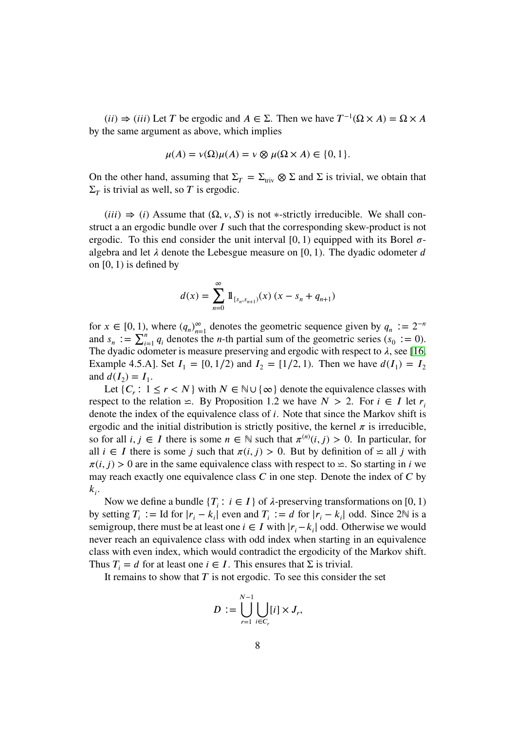($ii$) $\Rightarrow$ ($iii$) Let $T$ be ergodic and $A \in \Sigma$. Then we have $T^{-1}(\Omega \times A) = \Omega \times A$ by the same argument as above, which implies

$$\mu(A) = \nu(\Omega)\mu(A) = \nu \otimes \mu(\Omega \times A) \in \{0, 1\}.$$

On the other hand, assuming that $\Sigma_T = \Sigma_{\text{triv}} \otimes \Sigma$ and $\Sigma$ is trivial, we obtain that $\Sigma_T$ is trivial as well, so $T$ is ergodic.

($iii$) $\Rightarrow$ ($i$) Assume that $(\Omega, \nu, S)$ is not $*$-strictly irreducible. We shall construct a an ergodic bundle over $I$ such that the corresponding skew-product is not ergodic. To this end consider the unit interval $[0, 1)$ equipped with its Borel $\sigma$-algebra and let $\lambda$ denote the Lebesgue measure on $[0, 1)$. The dyadic odometer $d$ on $[0, 1)$ is defined by

$$d(x) = \sum_{n=0}^{\infty} \mathbb{1}_{[s_n, s_{n+1})}(x)\ (x - s_n + q_{n+1})$$

for $x \in [0, 1)$, where $(q_n)_{n=1}^{\infty}$ denotes the geometric sequence given by $q_n := 2^{-n}$ and $s_n := \sum_{i=1}^{n} q_i$ denotes the $n$-th partial sum of the geometric series ($s_0 := 0$). The dyadic odometer is measure preserving and ergodic with respect to $\lambda$, see [16, Example 4.5.A]. Set $I_1 = [0, 1/2)$ and $I_2 = [1/2, 1)$. Then we have $d(I_1) = I_2$ and $d(I_2) = I_1$.

Let $\{C_r : 1 \le r < N\}$ with $N \in \mathbb{N} \cup \{\infty\}$ denote the equivalence classes with respect to the relation $\backsimeq$. By Proposition 1.2 we have $N > 2$. For $i \in I$ let $r_i$ denote the index of the equivalence class of $i$. Note that since the Markov shift is ergodic and the initial distribution is strictly positive, the kernel $\pi$ is irreducible, so for all $i, j \in I$ there is some $n \in \mathbb{N}$ such that $\pi^{(n)}(i, j) > 0$. In particular, for all $i \in I$ there is some $j$ such that $\pi(i, j) > 0$. But by definition of $\backsimeq$ all $j$ with $\pi(i, j) > 0$ are in the same equivalence class with respect to $\backsimeq$. So starting in $i$ we may reach exactly one equivalence class $C$ in one step. Denote the index of $C$ by $k_i$.

Now we define a bundle $\{T_i : i \in I\}$ of $\lambda$-preserving transformations on $[0, 1)$ by setting $T_i := \text{Id}$ for $|r_i - k_i|$ even and $T_i := d$ for $|r_i - k_i|$ odd. Since $2\mathbb{N}$ is a semigroup, there must be at least one $i \in I$ with $|r_i - k_i|$ odd. Otherwise we would never reach an equivalence class with odd index when starting in an equivalence class with even index, which would contradict the ergodicity of the Markov shift. Thus $T_i = d$ for at least one $i \in I$. This ensures that $\Sigma$ is trivial.

It remains to show that $T$ is not ergodic. To see this consider the set

$$D := \bigcup_{r=1}^{N-1} \bigcup_{i \in C_r} [i] \times J_r,$$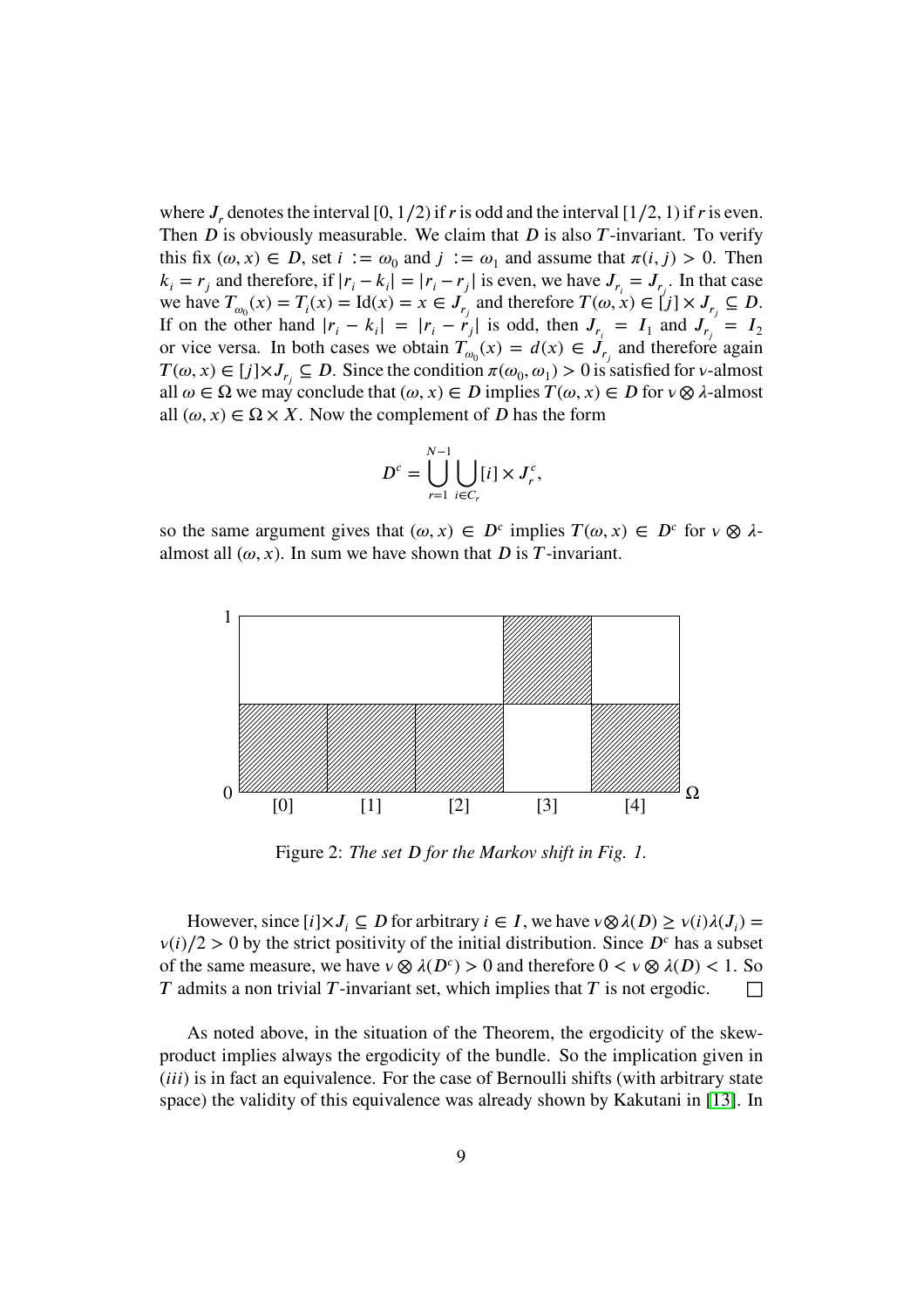where $J_r$ denotes the interval $[0, 1/2)$ if $r$ is odd and the interval $[1/2, 1)$ if $r$ is even. Then $D$ is obviously measurable. We claim that $D$ is also $T$-invariant. To verify this fix $(\omega, x) \in D$, set $i := \omega_0$ and $j := \omega_1$ and assume that $\pi(i, j) > 0$. Then $k_i = r_j$ and therefore, if $|r_i - k_i| = |r_i - r_j|$ is even, we have $J_{r_i} = J_{r_j}$. In that case we have $T_{\omega_0}(x) = T_i(x) = \mathrm{Id}(x) = x \in J_{r_j}$ and therefore $T(\omega, x) \in [j] \times J_{r_j} \subseteq D$. If on the other hand $|r_i - k_i| = |r_i - r_j|$ is odd, then $J_{r_i} = I_1$ and $J_{r_j} = I_2$ or vice versa. In both cases we obtain $T_{\omega_0}(x) = d(x) \in J_{r_j}$ and therefore again $T(\omega, x) \in [j] \times J_{r_j} \subseteq D$. Since the condition $\pi(\omega_0, \omega_1) > 0$ is satisfied for $\nu$-almost all $\omega \in \Omega$ we may conclude that $(\omega, x) \in D$ implies $T(\omega, x) \in D$ for $\nu \otimes \lambda$-almost all $(\omega, x) \in \Omega \times X$. Now the complement of $D$ has the form

$$D^c = \bigcup_{r=1}^{N-1} \bigcup_{i \in C_r} [i] \times J_r^c,$$

so the same argument gives that $(\omega, x) \in D^c$ implies $T(\omega, x) \in D^c$ for $\nu \otimes \lambda$-almost all $(\omega, x)$. In sum we have shown that $D$ is $T$-invariant.

Figure 2: *The set $D$ for the Markov shift in Fig. 1.*

However, since $[i] \times J_i \subseteq D$ for arbitrary $i \in I$, we have $\nu \otimes \lambda(D) \geq \nu(i)\lambda(J_i) = \nu(i)/2 > 0$ by the strict positivity of the initial distribution. Since $D^c$ has a subset of the same measure, we have $\nu \otimes \lambda(D^c) > 0$ and therefore $0 < \nu \otimes \lambda(D) < 1$. So $T$ admits a non trivial $T$-invariant set, which implies that $T$ is not ergodic. □

As noted above, in the situation of the Theorem, the ergodicity of the skew-product implies always the ergodicity of the bundle. So the implication given in $(iii)$ is in fact an equivalence. For the case of Bernoulli shifts (with arbitrary state space) the validity of this equivalence was already shown by Kakutani in [13]. In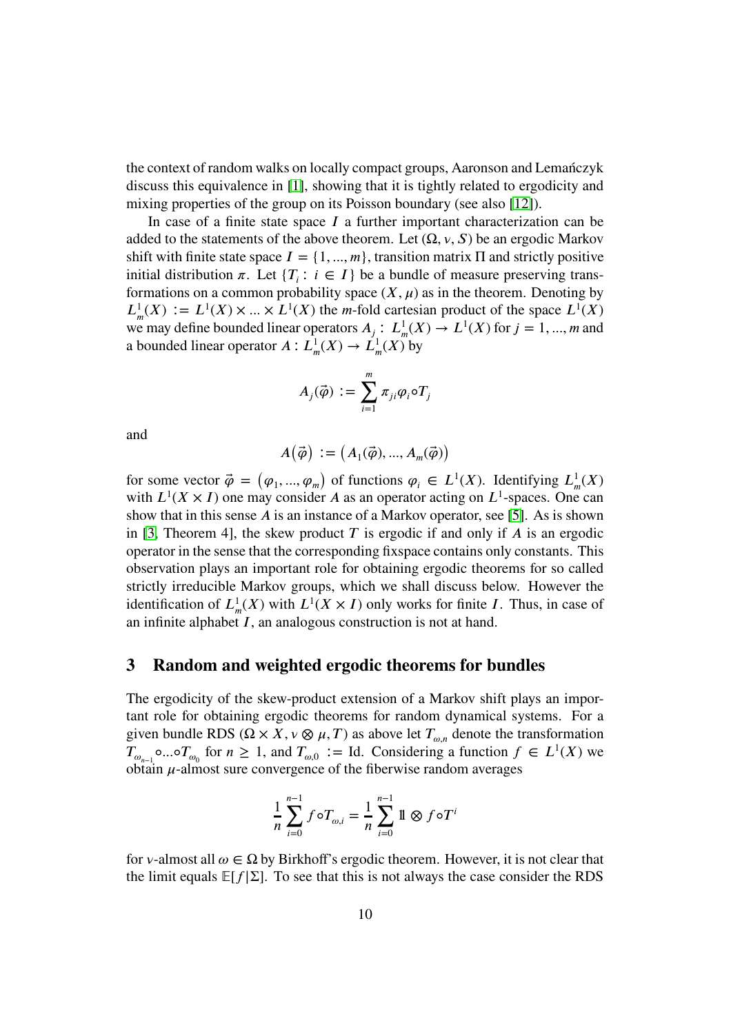the context of random walks on locally compact groups, Aaronson and Lemańczyk discuss this equivalence in [1], showing that it is tightly related to ergodicity and mixing properties of the group on its Poisson boundary (see also [12]).

In case of a finite state space $I$ a further important characterization can be added to the statements of the above theorem. Let $(\Omega, \nu, S)$ be an ergodic Markov shift with finite state space $I = \{1, ..., m\}$, transition matrix $\Pi$ and strictly positive initial distribution $\pi$. Let $\{T_i : i \in I\}$ be a bundle of measure preserving transformations on a common probability space $(X, \mu)$ as in the theorem. Denoting by $L^1_m(X) := L^1(X) \times ... \times L^1(X)$ the $m$-fold cartesian product of the space $L^1(X)$ we may define bounded linear operators $A_j : L^1_m(X) \to L^1(X)$ for $j = 1, ..., m$ and a bounded linear operator $A : L^1_m(X) \to L^1_m(X)$ by

$$A_j(\vec{\varphi}) := \sum_{i=1}^{m} \pi_{ji} \varphi_i \circ T_j$$

and

$$A\big(\vec{\varphi}\big) := \big(A_1(\vec{\varphi}), ..., A_m(\vec{\varphi})\big)$$

for some vector $\vec{\varphi} = \big(\varphi_1, ..., \varphi_m\big)$ of functions $\varphi_i \in L^1(X)$. Identifying $L^1_m(X)$ with $L^1(X \times I)$ one may consider $A$ as an operator acting on $L^1$-spaces. One can show that in this sense $A$ is an instance of a Markov operator, see [5]. As is shown in [3, Theorem 4], the skew product $T$ is ergodic if and only if $A$ is an ergodic operator in the sense that the corresponding fixspace contains only constants. This observation plays an important role for obtaining ergodic theorems for so called strictly irreducible Markov groups, which we shall discuss below. However the identification of $L^1_m(X)$ with $L^1(X \times I)$ only works for finite $I$. Thus, in case of an infinite alphabet $I$, an analogous construction is not at hand.

## 3 Random and weighted ergodic theorems for bundles

The ergodicity of the skew-product extension of a Markov shift plays an important role for obtaining ergodic theorems for random dynamical systems. For a given bundle RDS $(\Omega \times X, \nu \otimes \mu, T)$ as above let $T_{\omega,n}$ denote the transformation $T_{\omega_{n-1}} \circ ... \circ T_{\omega_0}$ for $n \geq 1$, and $T_{\omega,0} := \mathrm{Id}$. Considering a function $f \in L^1(X)$ we obtain $\mu$-almost sure convergence of the fiberwise random averages

$$\frac{1}{n} \sum_{i=0}^{n-1} f \circ T_{\omega,i} = \frac{1}{n} \sum_{i=0}^{n-1} \mathbb{1} \otimes f \circ T^i$$

for $\nu$-almost all $\omega \in \Omega$ by Birkhoff's ergodic theorem. However, it is not clear that the limit equals $\mathbb{E}[f|\Sigma]$. To see that this is not always the case consider the RDS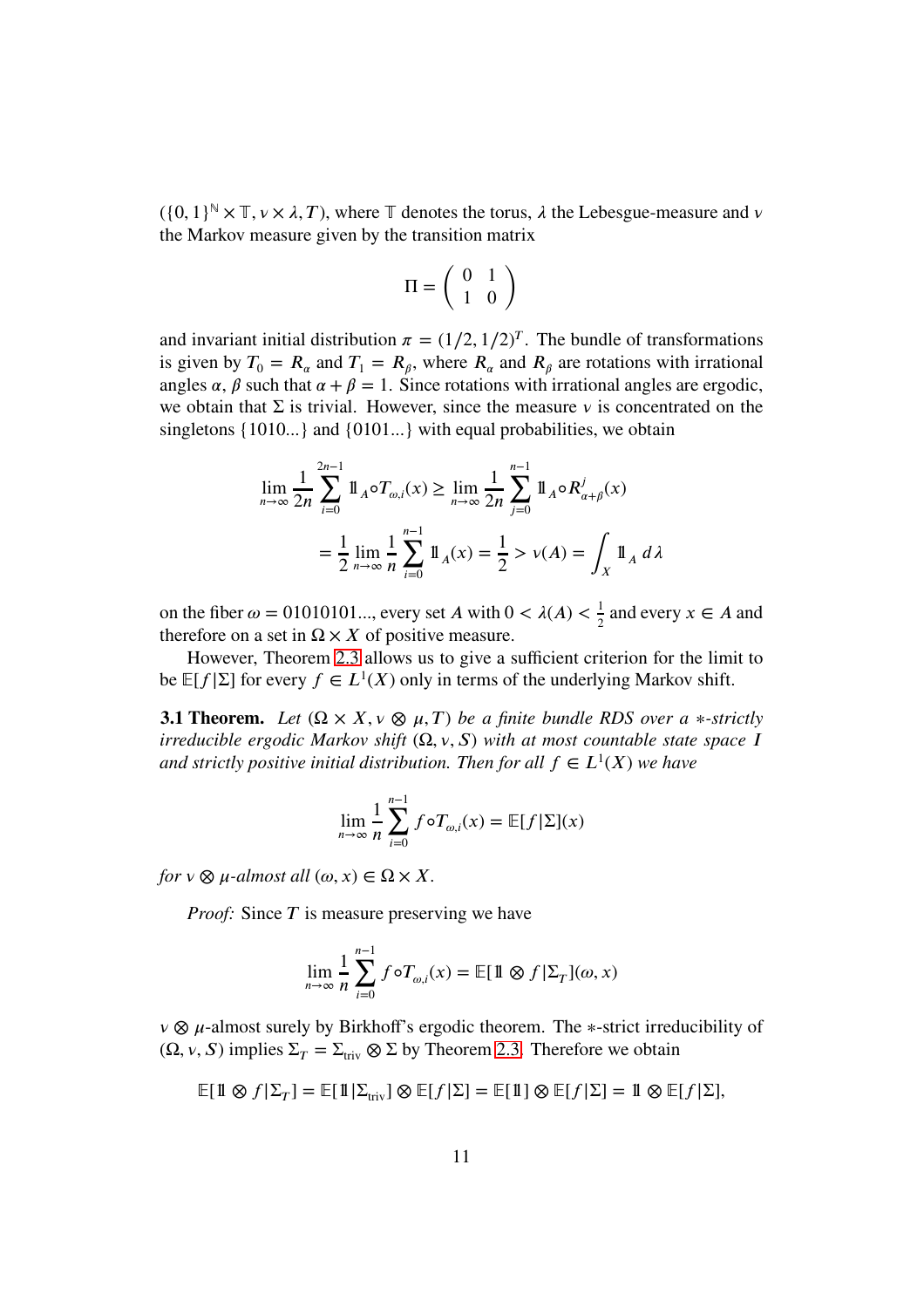$(\{0,1\}^{\mathbb{N}} \times \mathbb{T}, \nu \times \lambda, T)$, where $\mathbb{T}$ denotes the torus, $\lambda$ the Lebesgue-measure and $\nu$ the Markov measure given by the transition matrix

$$\Pi = \begin{pmatrix} 0 & 1 \\ 1 & 0 \end{pmatrix}$$

and invariant initial distribution $\pi = (1/2, 1/2)^T$. The bundle of transformations is given by $T_0 = R_\alpha$ and $T_1 = R_\beta$, where $R_\alpha$ and $R_\beta$ are rotations with irrational angles $\alpha$, $\beta$ such that $\alpha + \beta = 1$. Since rotations with irrational angles are ergodic, we obtain that $\Sigma$ is trivial. However, since the measure $\nu$ is concentrated on the singletons $\{1010...\}$ and $\{0101...\}$ with equal probabilities, we obtain

$$\lim_{n\to\infty} \frac{1}{2n} \sum_{i=0}^{2n-1} \mathbb{1}_A \circ T_{\omega,i}(x) \geq \lim_{n\to\infty} \frac{1}{2n} \sum_{j=0}^{n-1} \mathbb{1}_A \circ R^j_{\alpha+\beta}(x)$$

$$= \frac{1}{2} \lim_{n\to\infty} \frac{1}{n} \sum_{i=0}^{n-1} \mathbb{1}_A(x) = \frac{1}{2} > \nu(A) = \int_X \mathbb{1}_A \, d\lambda$$

on the fiber $\omega = 01010101...$, every set $A$ with $0 < \lambda(A) < \frac{1}{2}$ and every $x \in A$ and therefore on a set in $\Omega \times X$ of positive measure.

However, Theorem 2.3 allows us to give a sufficient criterion for the limit to be $\mathbb{E}[f|\Sigma]$ for every $f \in L^1(X)$ only in terms of the underlying Markov shift.

**3.1 Theorem.** *Let $(\Omega \times X, \nu \otimes \mu, T)$ be a finite bundle RDS over a $*$-strictly irreducible ergodic Markov shift $(\Omega, \nu, S)$ with at most countable state space $I$ and strictly positive initial distribution. Then for all $f \in L^1(X)$ we have*

$$\lim_{n\to\infty} \frac{1}{n} \sum_{i=0}^{n-1} f \circ T_{\omega,i}(x) = \mathbb{E}[f|\Sigma](x)$$

*for $\nu \otimes \mu$-almost all $(\omega, x) \in \Omega \times X$.*

*Proof:* Since $T$ is measure preserving we have

$$\lim_{n\to\infty} \frac{1}{n} \sum_{i=0}^{n-1} f \circ T_{\omega,i}(x) = \mathbb{E}[\mathbb{1} \otimes f|\Sigma_T](\omega, x)$$

$\nu \otimes \mu$-almost surely by Birkhoff's ergodic theorem. The $*$-strict irreducibility of $(\Omega, \nu, S)$ implies $\Sigma_T = \Sigma_{\text{triv}} \otimes \Sigma$ by Theorem 2.3. Therefore we obtain

$$\mathbb{E}[\mathbb{1} \otimes f|\Sigma_T] = \mathbb{E}[\mathbb{1}|\Sigma_{\text{triv}}] \otimes \mathbb{E}[f|\Sigma] = \mathbb{E}[\mathbb{1}] \otimes \mathbb{E}[f|\Sigma] = \mathbb{1} \otimes \mathbb{E}[f|\Sigma],$$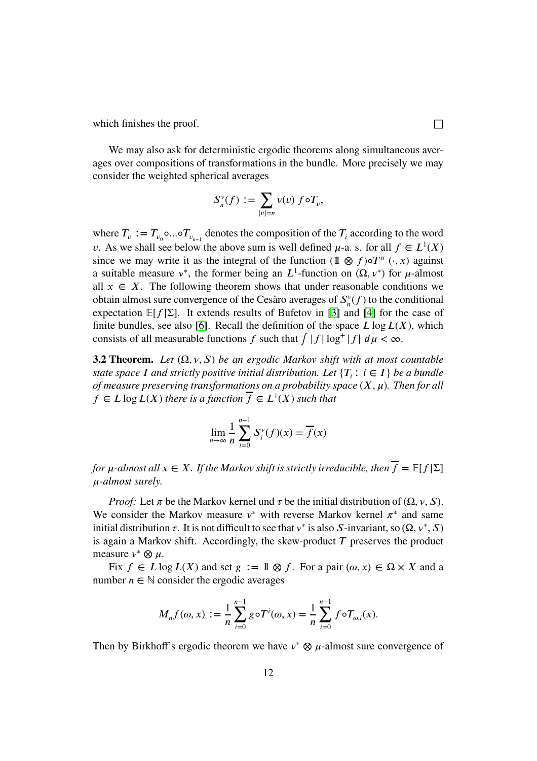which finishes the proof. □

We may also ask for deterministic ergodic theorems along simultaneous averages over compositions of transformations in the bundle. More precisely we may consider the weighted spherical averages

$$S_n^\nu(f) := \sum_{|v|=n} \nu(v)\, f\circ T_v,$$

where $T_v := T_{v_0}\circ\ldots\circ T_{v_{n-1}}$ denotes the composition of the $T_i$ according to the word $v$. As we shall see below the above sum is well defined $\mu$-a. s. for all $f \in L^1(X)$ since we may write it as the integral of the function $(\mathbb{1}\otimes f)\circ T^n\ (\cdot, x)$ against a suitable measure $\nu^*$, the former being an $L^1$-function on $(\Omega, \nu^*)$ for $\mu$-almost all $x \in X$. The following theorem shows that under reasonable conditions we obtain almost sure convergence of the Cesàro averages of $S_n^\nu(f)$ to the conditional expectation $\mathbb{E}[f|\Sigma]$. It extends results of Bufetov in [3] and [4] for the case of finite bundles, see also [6]. Recall the definition of the space $L\log L(X)$, which consists of all measurable functions $f$ such that $\int |f|\log^+|f|\, d\mu < \infty$.

**3.2 Theorem.** *Let $(\Omega, \nu, S)$ be an ergodic Markov shift with at most countable state space $I$ and strictly positive initial distribution. Let $\{T_i : i \in I\}$ be a bundle of measure preserving transformations on a probability space $(X, \mu)$. Then for all $f \in L\log L(X)$ there is a function $\overline{f} \in L^1(X)$ such that*

$$\lim_{n\to\infty} \frac{1}{n}\sum_{i=0}^{n-1} S_i^\nu(f)(x) = \overline{f}(x)$$

*for $\mu$-almost all $x \in X$. If the Markov shift is strictly irreducible, then $\overline{f} = \mathbb{E}[f|\Sigma]$ $\mu$-almost surely.*

*Proof:* Let $\pi$ be the Markov kernel und $\tau$ be the initial distribution of $(\Omega, \nu, S)$. We consider the Markov measure $\nu^*$ with reverse Markov kernel $\pi^*$ and same initial distribution $\tau$. It is not difficult to see that $\nu^*$ is also $S$-invariant, so $(\Omega, \nu^*, S)$ is again a Markov shift. Accordingly, the skew-product $T$ preserves the product measure $\nu^*\otimes\mu$.

Fix $f \in L\log L(X)$ and set $g := \mathbb{1}\otimes f$. For a pair $(\omega, x) \in \Omega\times X$ and a number $n \in \mathbb{N}$ consider the ergodic averages

$$M_n f(\omega, x) := \frac{1}{n}\sum_{i=0}^{n-1} g\circ T^i(\omega, x) = \frac{1}{n}\sum_{i=0}^{n-1} f\circ T_{\omega,i}(x).$$

Then by Birkhoff's ergodic theorem we have $\nu^*\otimes\mu$-almost sure convergence of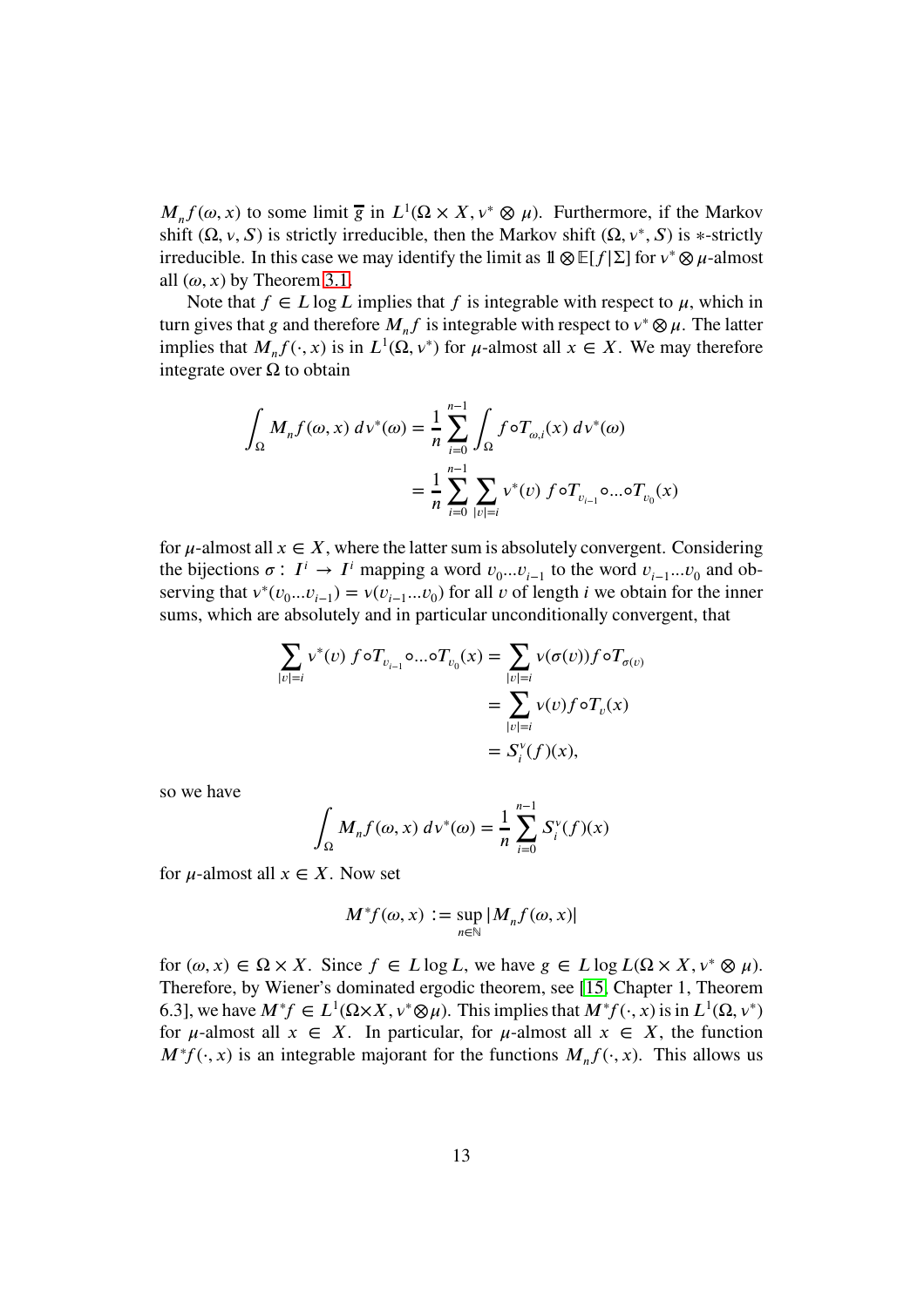$M_n f(\omega, x)$ to some limit $\overline{g}$ in $L^1(\Omega \times X, \nu^* \otimes \mu)$. Furthermore, if the Markov shift $(\Omega, \nu, S)$ is strictly irreducible, then the Markov shift $(\Omega, \nu^*, S)$ is $*$-strictly irreducible. In this case we may identify the limit as $\mathbb{1} \otimes \mathbb{E}[f|\Sigma]$ for $\nu^* \otimes \mu$-almost all $(\omega, x)$ by Theorem 3.1.

Note that $f \in L \log L$ implies that $f$ is integrable with respect to $\mu$, which in turn gives that $g$ and therefore $M_n f$ is integrable with respect to $\nu^* \otimes \mu$. The latter implies that $M_n f(\cdot, x)$ is in $L^1(\Omega, \nu^*)$ for $\mu$-almost all $x \in X$. We may therefore integrate over $\Omega$ to obtain

$$
\begin{aligned}
\int_\Omega M_n f(\omega, x)\, d\nu^*(\omega) &= \frac{1}{n} \sum_{i=0}^{n-1} \int_\Omega f \circ T_{\omega,i}(x)\, d\nu^*(\omega) \\
&= \frac{1}{n} \sum_{i=0}^{n-1} \sum_{|v|=i} \nu^*(v)\, f \circ T_{v_{i-1}} \circ \ldots \circ T_{v_0}(x)
\end{aligned}
$$

for $\mu$-almost all $x \in X$, where the latter sum is absolutely convergent. Considering the bijections $\sigma : I^i \to I^i$ mapping a word $v_0 \ldots v_{i-1}$ to the word $v_{i-1} \ldots v_0$ and observing that $\nu^*(v_0 \ldots v_{i-1}) = \nu(v_{i-1} \ldots v_0)$ for all $v$ of length $i$ we obtain for the inner sums, which are absolutely and in particular unconditionally convergent, that

$$
\begin{aligned}
\sum_{|v|=i} \nu^*(v)\, f \circ T_{v_{i-1}} \circ \ldots \circ T_{v_0}(x) &= \sum_{|v|=i} \nu(\sigma(v)) f \circ T_{\sigma(v)} \\
&= \sum_{|v|=i} \nu(v) f \circ T_v(x) \\
&= S_i^\nu(f)(x),
\end{aligned}
$$

so we have

$$
\int_\Omega M_n f(\omega, x)\, d\nu^*(\omega) = \frac{1}{n} \sum_{i=0}^{n-1} S_i^\nu(f)(x)
$$

for $\mu$-almost all $x \in X$. Now set

$$
M^* f(\omega, x) := \sup_{n \in \mathbb{N}} |M_n f(\omega, x)|
$$

for $(\omega, x) \in \Omega \times X$. Since $f \in L \log L$, we have $g \in L \log L(\Omega \times X, \nu^* \otimes \mu)$. Therefore, by Wiener's dominated ergodic theorem, see [15, Chapter 1, Theorem 6.3], we have $M^* f \in L^1(\Omega \times X, \nu^* \otimes \mu)$. This implies that $M^* f(\cdot, x)$ is in $L^1(\Omega, \nu^*)$ for $\mu$-almost all $x \in X$. In particular, for $\mu$-almost all $x \in X$, the function $M^* f(\cdot, x)$ is an integrable majorant for the functions $M_n f(\cdot, x)$. This allows us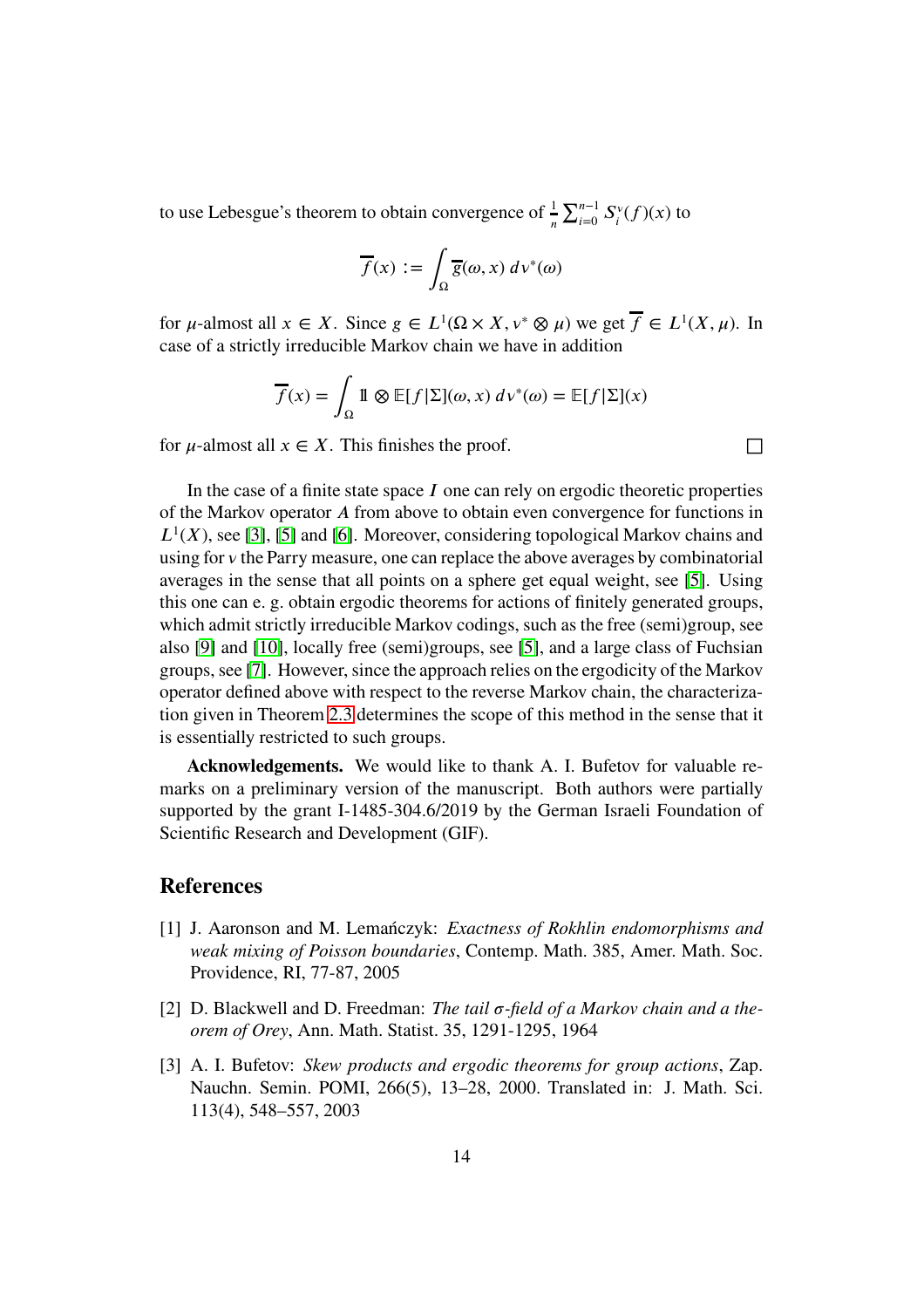to use Lebesgue's theorem to obtain convergence of $\frac{1}{n}\sum_{i=0}^{n-1} S_i^\nu(f)(x)$ to

$$\overline{f}(x) := \int_\Omega \overline{g}(\omega, x)\, d\nu^*(\omega)$$

for $\mu$-almost all $x \in X$. Since $g \in L^1(\Omega \times X, \nu^* \otimes \mu)$ we get $\overline{f} \in L^1(X, \mu)$. In case of a strictly irreducible Markov chain we have in addition

$$\overline{f}(x) = \int_\Omega \mathbb{1} \otimes \mathbb{E}[f|\Sigma](\omega, x)\, d\nu^*(\omega) = \mathbb{E}[f|\Sigma](x)$$

for $\mu$-almost all $x \in X$. This finishes the proof. □

In the case of a finite state space $I$ one can rely on ergodic theoretic properties of the Markov operator $A$ from above to obtain even convergence for functions in $L^1(X)$, see [3], [5] and [6]. Moreover, considering topological Markov chains and using for $\nu$ the Parry measure, one can replace the above averages by combinatorial averages in the sense that all points on a sphere get equal weight, see [5]. Using this one can e. g. obtain ergodic theorems for actions of finitely generated groups, which admit strictly irreducible Markov codings, such as the free (semi)group, see also [9] and [10], locally free (semi)groups, see [5], and a large class of Fuchsian groups, see [7]. However, since the approach relies on the ergodicity of the Markov operator defined above with respect to the reverse Markov chain, the characterization given in Theorem 2.3 determines the scope of this method in the sense that it is essentially restricted to such groups.

**Acknowledgements.** We would like to thank A. I. Bufetov for valuable remarks on a preliminary version of the manuscript. Both authors were partially supported by the grant I-1485-304.6/2019 by the German Israeli Foundation of Scientific Research and Development (GIF).

## References

[1] J. Aaronson and M. Lemańczyk: *Exactness of Rokhlin endomorphisms and weak mixing of Poisson boundaries*, Contemp. Math. 385, Amer. Math. Soc. Providence, RI, 77-87, 2005

[2] D. Blackwell and D. Freedman: *The tail σ-field of a Markov chain and a theorem of Orey*, Ann. Math. Statist. 35, 1291-1295, 1964

[3] A. I. Bufetov: *Skew products and ergodic theorems for group actions*, Zap. Nauchn. Semin. POMI, 266(5), 13–28, 2000. Translated in: J. Math. Sci. 113(4), 548–557, 2003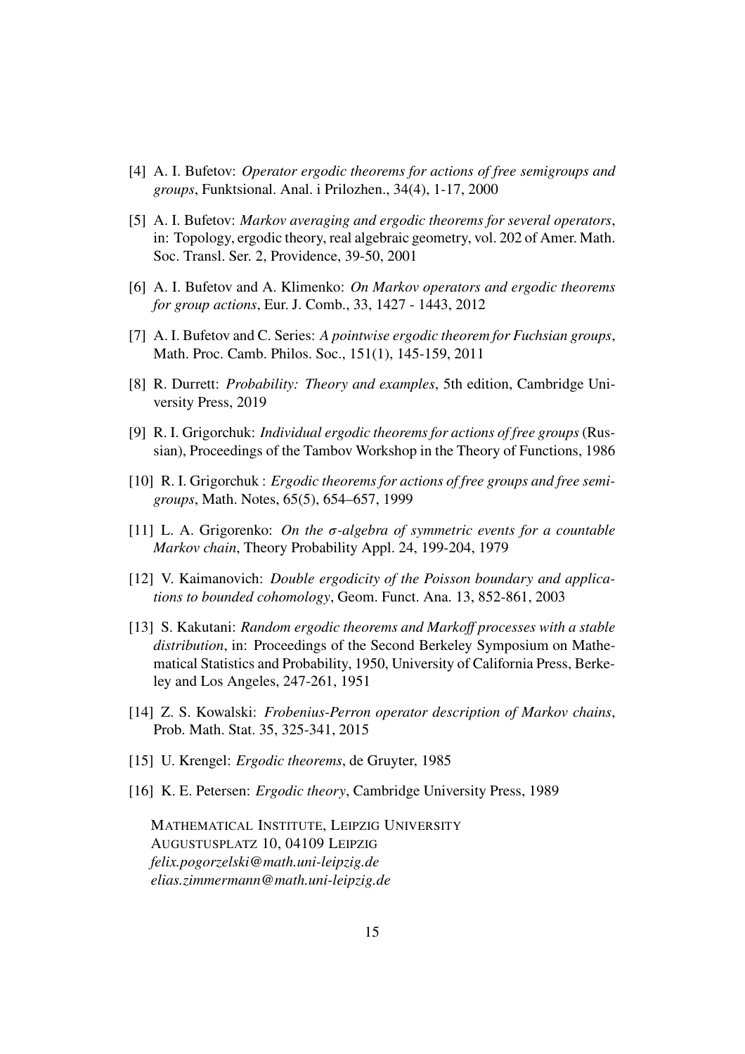[4] A. I. Bufetov: *Operator ergodic theorems for actions of free semigroups and groups*, Funktsional. Anal. i Prilozhen., 34(4), 1-17, 2000

[5] A. I. Bufetov: *Markov averaging and ergodic theorems for several operators*, in: Topology, ergodic theory, real algebraic geometry, vol. 202 of Amer. Math. Soc. Transl. Ser. 2, Providence, 39-50, 2001

[6] A. I. Bufetov and A. Klimenko: *On Markov operators and ergodic theorems for group actions*, Eur. J. Comb., 33, 1427 - 1443, 2012

[7] A. I. Bufetov and C. Series: *A pointwise ergodic theorem for Fuchsian groups*, Math. Proc. Camb. Philos. Soc., 151(1), 145-159, 2011

[8] R. Durrett: *Probability: Theory and examples*, 5th edition, Cambridge University Press, 2019

[9] R. I. Grigorchuk: *Individual ergodic theorems for actions of free groups* (Russian), Proceedings of the Tambov Workshop in the Theory of Functions, 1986

[10] R. I. Grigorchuk : *Ergodic theorems for actions of free groups and free semigroups*, Math. Notes, 65(5), 654–657, 1999

[11] L. A. Grigorenko: *On the $\sigma$-algebra of symmetric events for a countable Markov chain*, Theory Probability Appl. 24, 199-204, 1979

[12] V. Kaimanovich: *Double ergodicity of the Poisson boundary and applications to bounded cohomology*, Geom. Funct. Ana. 13, 852-861, 2003

[13] S. Kakutani: *Random ergodic theorems and Markoff processes with a stable distribution*, in: Proceedings of the Second Berkeley Symposium on Mathematical Statistics and Probability, 1950, University of California Press, Berkeley and Los Angeles, 247-261, 1951

[14] Z. S. Kowalski: *Frobenius-Perron operator description of Markov chains*, Prob. Math. Stat. 35, 325-341, 2015

[15] U. Krengel: *Ergodic theorems*, de Gruyter, 1985

[16] K. E. Petersen: *Ergodic theory*, Cambridge University Press, 1989

MATHEMATICAL INSTITUTE, LEIPZIG UNIVERSITY
AUGUSTUSPLATZ 10, 04109 LEIPZIG
*felix.pogorzelski@math.uni-leipzig.de*
*elias.zimmermann@math.uni-leipzig.de*